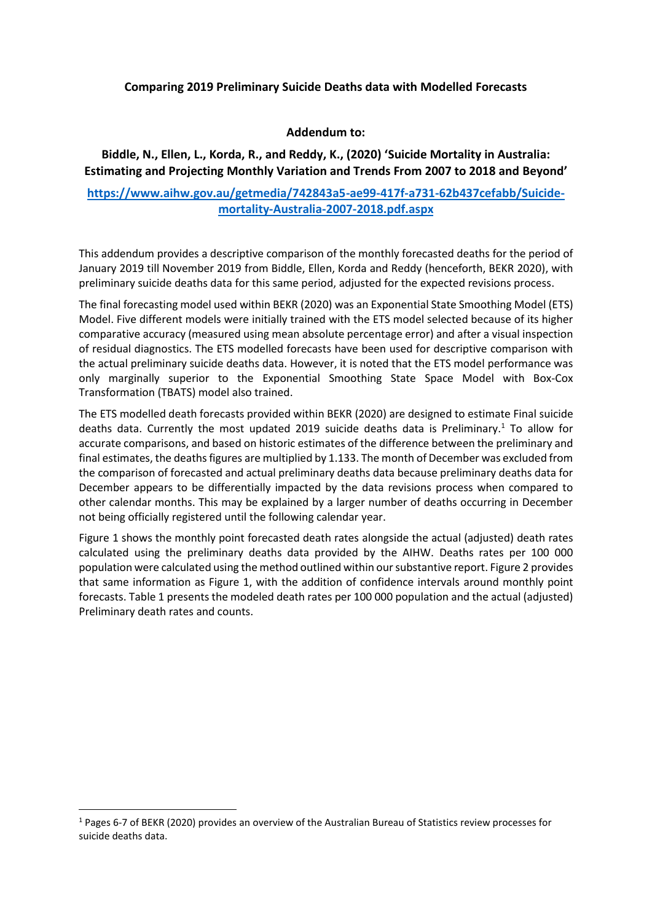**Comparing 2019 Preliminary Suicide Deaths data with Modelled Forecasts**

**Addendum to:**

**Biddle, N., Ellen, L., Korda, R., and Reddy, K., (2020) 'Suicide Mortality in Australia: Estimating and Projecting Monthly Variation and Trends From 2007 to 2018 and Beyond'**

**https://www.aihw.gov.au/getmedia/742843a5-ae99-417f-a731-62b437cefabb/Suicide-mortality-Australia-2007-2018.pdf.aspx**

This addendum provides a descriptive comparison of the monthly forecasted deaths for the period of January 2019 till November 2019 from Biddle, Ellen, Korda and Reddy (henceforth, BEKR 2020), with preliminary suicide deaths data for this same period, adjusted for the expected revisions process.

The final forecasting model used within BEKR (2020) was an Exponential State Smoothing Model (ETS) Model. Five different models were initially trained with the ETS model selected because of its higher comparative accuracy (measured using mean absolute percentage error) and after a visual inspection of residual diagnostics. The ETS modelled forecasts have been used for descriptive comparison with the actual preliminary suicide deaths data. However, it is noted that the ETS model performance was only marginally superior to the Exponential Smoothing State Space Model with Box-Cox Transformation (TBATS) model also trained.

The ETS modelled death forecasts provided within BEKR (2020) are designed to estimate Final suicide deaths data. Currently the most updated 2019 suicide deaths data is Preliminary.[1] To allow for accurate comparisons, and based on historic estimates of the difference between the preliminary and final estimates, the deaths figures are multiplied by 1.133. The month of December was excluded from the comparison of forecasted and actual preliminary deaths data because preliminary deaths data for December appears to be differentially impacted by the data revisions process when compared to other calendar months. This may be explained by a larger number of deaths occurring in December not being officially registered until the following calendar year.

Figure 1 shows the monthly point forecasted death rates alongside the actual (adjusted) death rates calculated using the preliminary deaths data provided by the AIHW. Deaths rates per 100 000 population were calculated using the method outlined within our substantive report. Figure 2 provides that same information as Figure 1, with the addition of confidence intervals around monthly point forecasts. Table 1 presents the modeled death rates per 100 000 population and the actual (adjusted) Preliminary death rates and counts.

[1] Pages 6-7 of BEKR (2020) provides an overview of the Australian Bureau of Statistics review processes for suicide deaths data.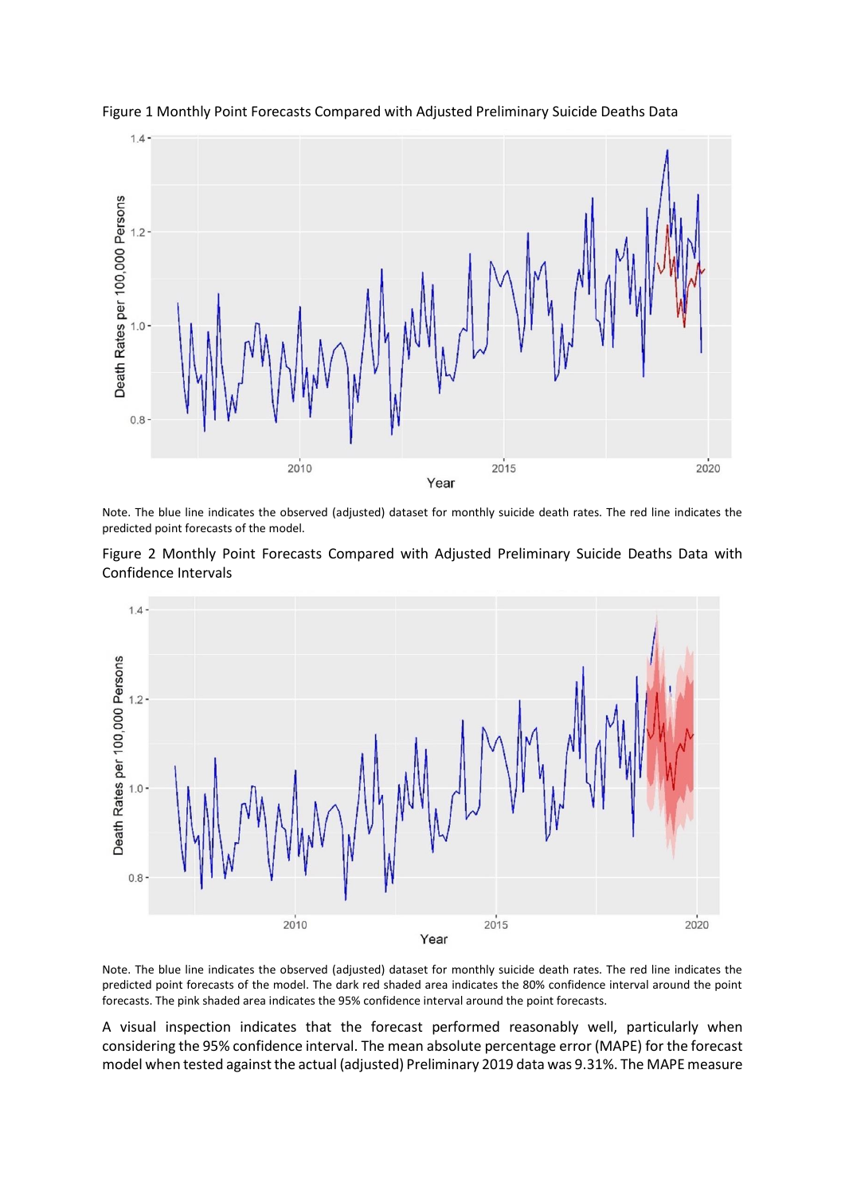Figure 1 Monthly Point Forecasts Compared with Adjusted Preliminary Suicide Deaths Data

Note. The blue line indicates the observed (adjusted) dataset for monthly suicide death rates. The red line indicates the predicted point forecasts of the model.

Figure 2 Monthly Point Forecasts Compared with Adjusted Preliminary Suicide Deaths Data with Confidence Intervals

Note. The blue line indicates the observed (adjusted) dataset for monthly suicide death rates. The red line indicates the predicted point forecasts of the model. The dark red shaded area indicates the 80% confidence interval around the point forecasts. The pink shaded area indicates the 95% confidence interval around the point forecasts.

A visual inspection indicates that the forecast performed reasonably well, particularly when considering the 95% confidence interval. The mean absolute percentage error (MAPE) for the forecast model when tested against the actual (adjusted) Preliminary 2019 data was 9.31%. The MAPE measure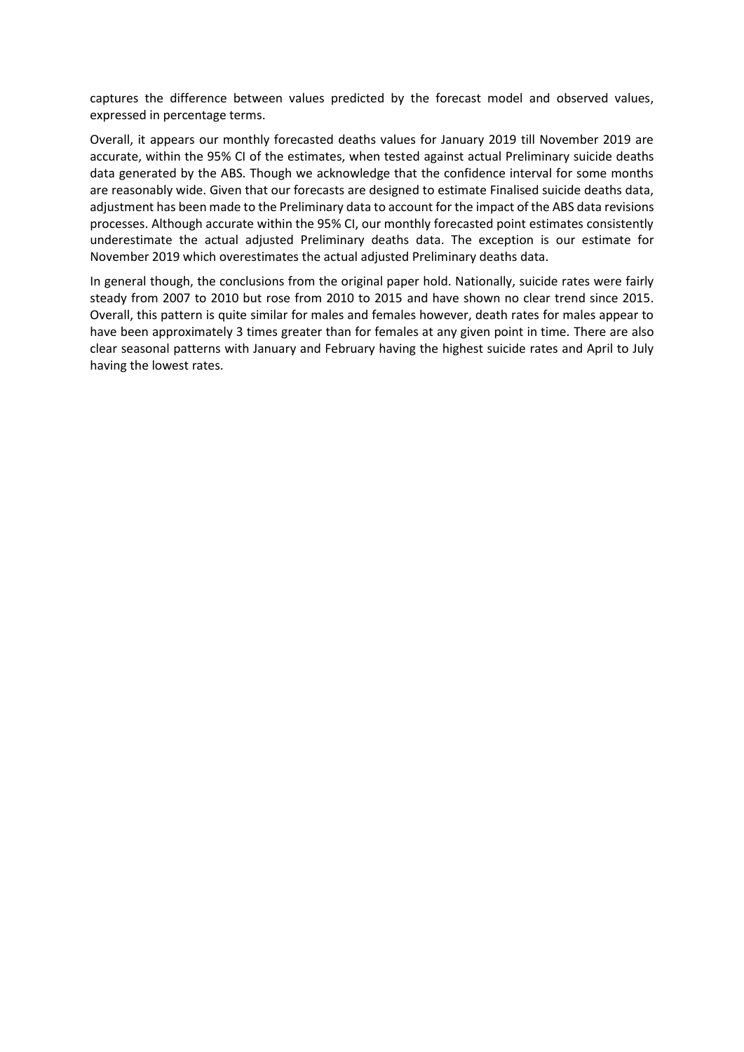captures the difference between values predicted by the forecast model and observed values, expressed in percentage terms.

Overall, it appears our monthly forecasted deaths values for January 2019 till November 2019 are accurate, within the 95% CI of the estimates, when tested against actual Preliminary suicide deaths data generated by the ABS. Though we acknowledge that the confidence interval for some months are reasonably wide. Given that our forecasts are designed to estimate Finalised suicide deaths data, adjustment has been made to the Preliminary data to account for the impact of the ABS data revisions processes. Although accurate within the 95% CI, our monthly forecasted point estimates consistently underestimate the actual adjusted Preliminary deaths data. The exception is our estimate for November 2019 which overestimates the actual adjusted Preliminary deaths data.

In general though, the conclusions from the original paper hold. Nationally, suicide rates were fairly steady from 2007 to 2010 but rose from 2010 to 2015 and have shown no clear trend since 2015. Overall, this pattern is quite similar for males and females however, death rates for males appear to have been approximately 3 times greater than for females at any given point in time. There are also clear seasonal patterns with January and February having the highest suicide rates and April to July having the lowest rates.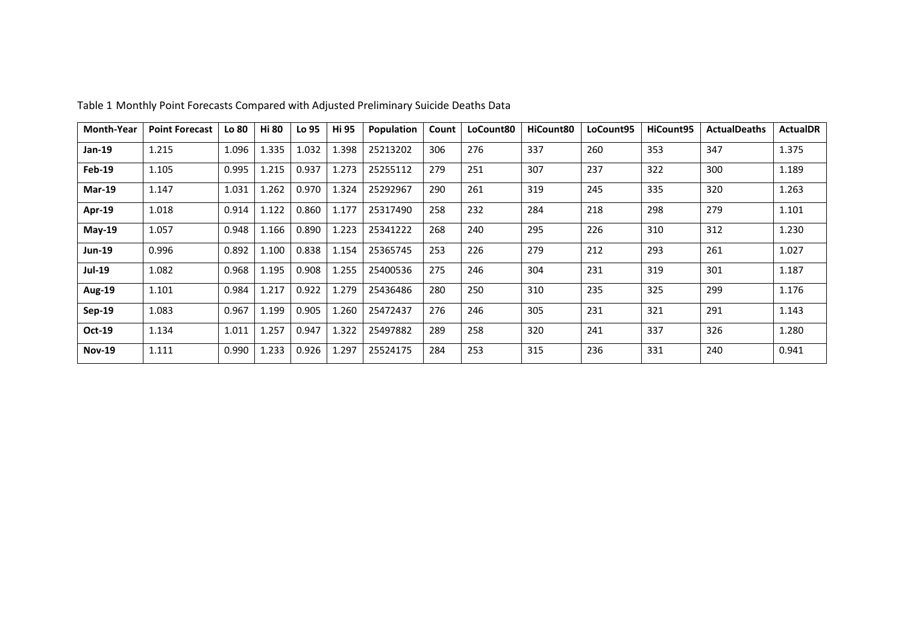Table 1 Monthly Point Forecasts Compared with Adjusted Preliminary Suicide Deaths Data

| Month-Year | Point Forecast | Lo 80 | Hi 80 | Lo 95 | Hi 95 | Population | Count | LoCount80 | HiCount80 | LoCount95 | HiCount95 | ActualDeaths | ActualDR |
|---|---|---|---|---|---|---|---|---|---|---|---|---|---|
| **Jan-19** | 1.215 | 1.096 | 1.335 | 1.032 | 1.398 | 25213202 | 306 | 276 | 337 | 260 | 353 | 347 | 1.375 |
| **Feb-19** | 1.105 | 0.995 | 1.215 | 0.937 | 1.273 | 25255112 | 279 | 251 | 307 | 237 | 322 | 300 | 1.189 |
| **Mar-19** | 1.147 | 1.031 | 1.262 | 0.970 | 1.324 | 25292967 | 290 | 261 | 319 | 245 | 335 | 320 | 1.263 |
| **Apr-19** | 1.018 | 0.914 | 1.122 | 0.860 | 1.177 | 25317490 | 258 | 232 | 284 | 218 | 298 | 279 | 1.101 |
| **May-19** | 1.057 | 0.948 | 1.166 | 0.890 | 1.223 | 25341222 | 268 | 240 | 295 | 226 | 310 | 312 | 1.230 |
| **Jun-19** | 0.996 | 0.892 | 1.100 | 0.838 | 1.154 | 25365745 | 253 | 226 | 279 | 212 | 293 | 261 | 1.027 |
| **Jul-19** | 1.082 | 0.968 | 1.195 | 0.908 | 1.255 | 25400536 | 275 | 246 | 304 | 231 | 319 | 301 | 1.187 |
| **Aug-19** | 1.101 | 0.984 | 1.217 | 0.922 | 1.279 | 25436486 | 280 | 250 | 310 | 235 | 325 | 299 | 1.176 |
| **Sep-19** | 1.083 | 0.967 | 1.199 | 0.905 | 1.260 | 25472437 | 276 | 246 | 305 | 231 | 321 | 291 | 1.143 |
| **Oct-19** | 1.134 | 1.011 | 1.257 | 0.947 | 1.322 | 25497882 | 289 | 258 | 320 | 241 | 337 | 326 | 1.280 |
| **Nov-19** | 1.111 | 0.990 | 1.233 | 0.926 | 1.297 | 25524175 | 284 | 253 | 315 | 236 | 331 | 240 | 0.941 |